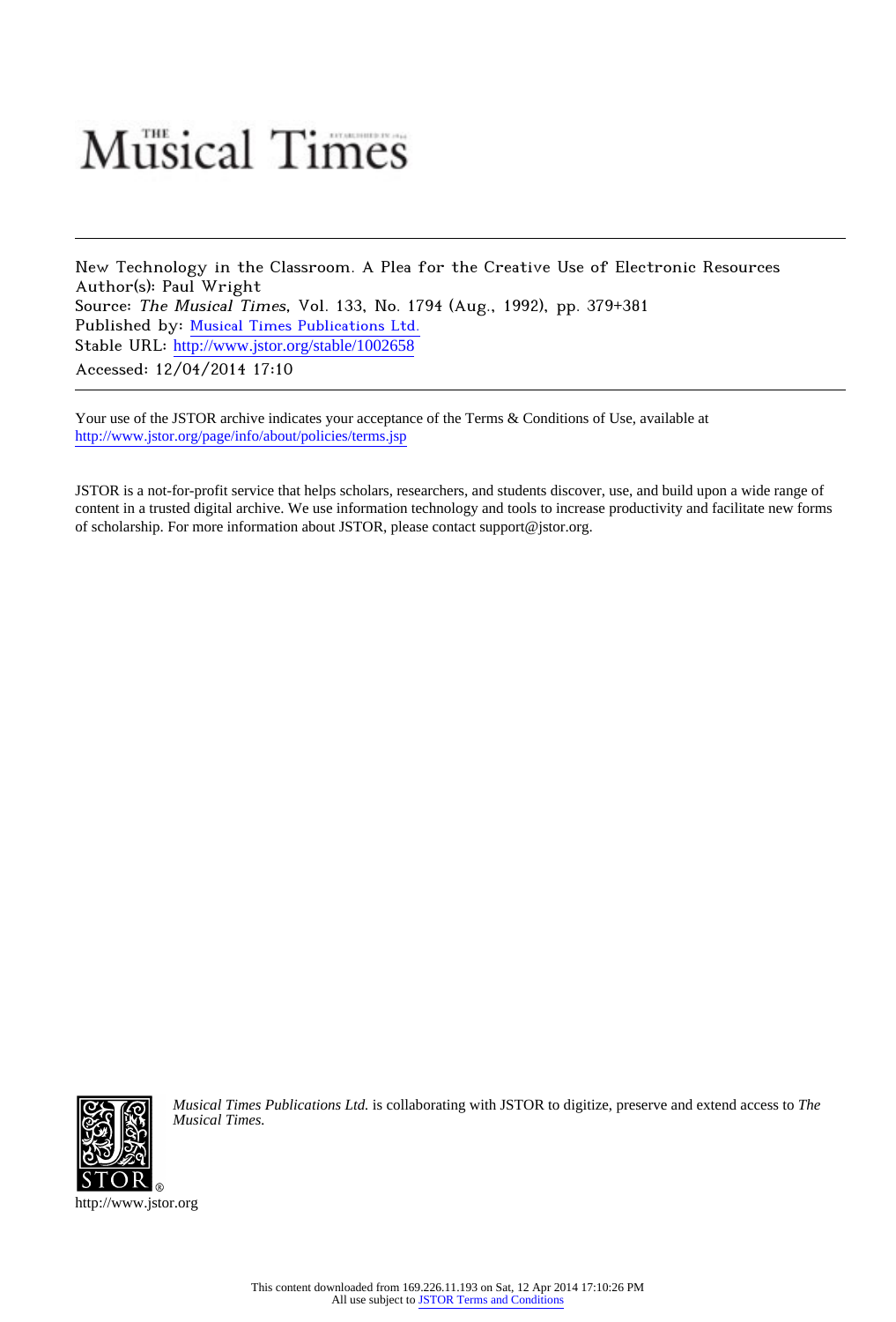# The Musical Times

New Technology in the Classroom. A Plea for the Creative Use of Electronic Resources
Author(s): Paul Wright
Source: *The Musical Times*, Vol. 133, No. 1794 (Aug., 1992), pp. 379+381
Published by: Musical Times Publications Ltd.
Stable URL: http://www.jstor.org/stable/1002658
Accessed: 12/04/2014 17:10

Your use of the JSTOR archive indicates your acceptance of the Terms & Conditions of Use, available at http://www.jstor.org/page/info/about/policies/terms.jsp

JSTOR is a not-for-profit service that helps scholars, researchers, and students discover, use, and build upon a wide range of content in a trusted digital archive. We use information technology and tools to increase productivity and facilitate new forms of scholarship. For more information about JSTOR, please contact support@jstor.org.

*Musical Times Publications Ltd.* is collaborating with JSTOR to digitize, preserve and extend access to *The Musical Times.*

http://www.jstor.org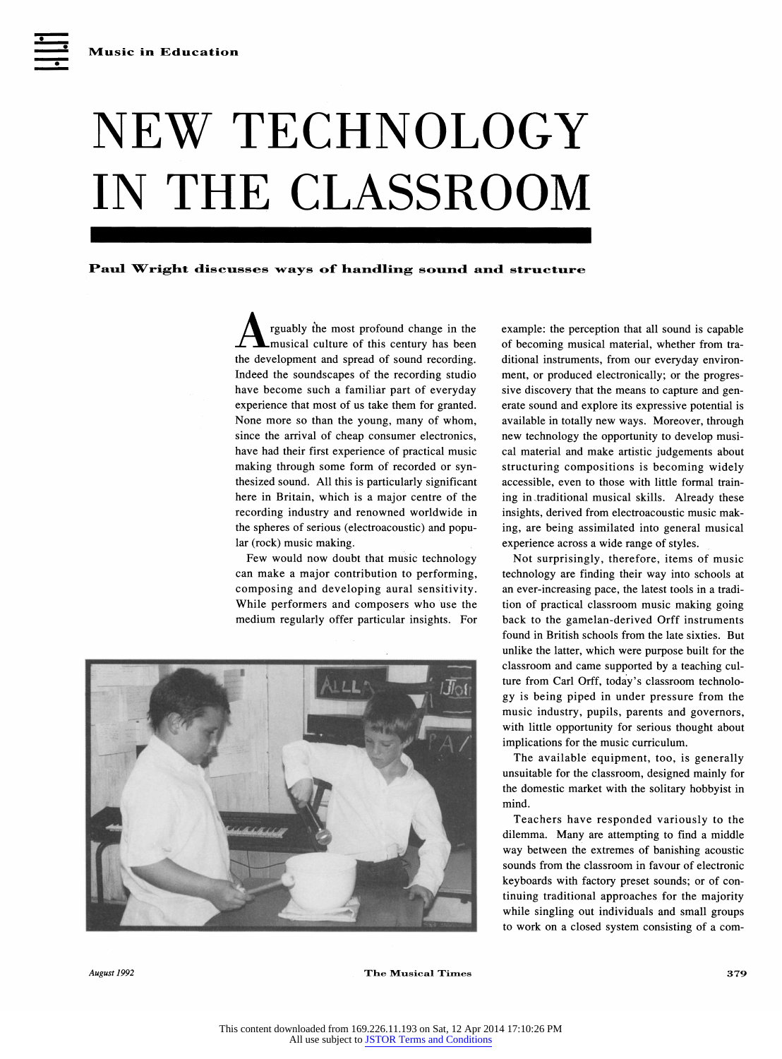Music in Education

# NEW TECHNOLOGY IN THE CLASSROOM

**Paul Wright discusses ways of handling sound and structure**

Arguably the most profound change in the musical culture of this century has been the development and spread of sound recording. Indeed the soundscapes of the recording studio have become such a familiar part of everyday experience that most of us take them for granted. None more so than the young, many of whom, since the arrival of cheap consumer electronics, have had their first experience of practical music making through some form of recorded or synthesized sound. All this is particularly significant here in Britain, which is a major centre of the recording industry and renowned worldwide in the spheres of serious (electroacoustic) and popular (rock) music making.

Few would now doubt that music technology can make a major contribution to performing, composing and developing aural sensitivity. While performers and composers who use the medium regularly offer particular insights. For example: the perception that all sound is capable of becoming musical material, whether from traditional instruments, from our everyday environment, or produced electronically; or the progressive discovery that the means to capture and generate sound and explore its expressive potential is available in totally new ways. Moreover, through new technology the opportunity to develop musical material and make artistic judgements about structuring compositions is becoming widely accessible, even to those with little formal training in traditional musical skills. Already these insights, derived from electroacoustic music making, are being assimilated into general musical experience across a wide range of styles.

Not surprisingly, therefore, items of music technology are finding their way into schools at an ever-increasing pace, the latest tools in a tradition of practical classroom music making going back to the gamelan-derived Orff instruments found in British schools from the late sixties. But unlike the latter, which were purpose built for the classroom and came supported by a teaching culture from Carl Orff, today's classroom technology is being piped in under pressure from the music industry, pupils, parents and governors, with little opportunity for serious thought about implications for the music curriculum.

The available equipment, too, is generally unsuitable for the classroom, designed mainly for the domestic market with the solitary hobbyist in mind.

Teachers have responded variously to the dilemma. Many are attempting to find a middle way between the extremes of banishing acoustic sounds from the classroom in favour of electronic keyboards with factory preset sounds; or of continuing traditional approaches for the majority while singling out individuals and small groups to work on a closed system consisting of a com-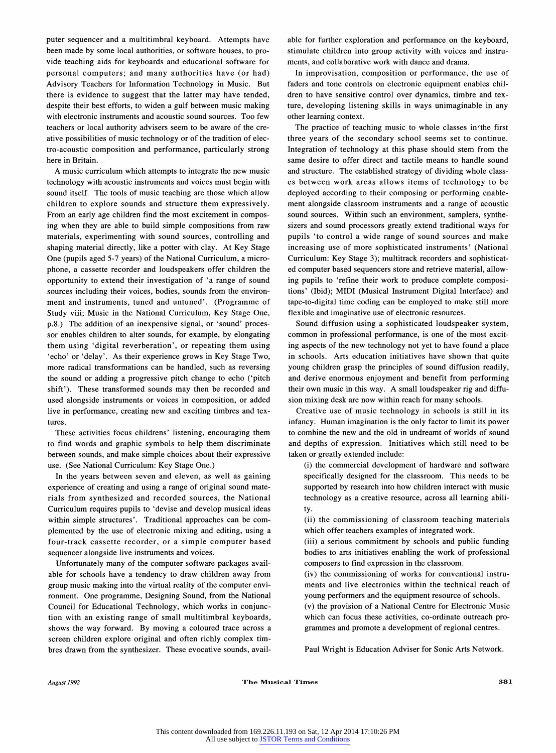puter sequencer and a multitimbral keyboard. Attempts have been made by some local authorities, or software houses, to provide teaching aids for keyboards and educational software for personal computers; and many authorities have (or had) Advisory Teachers for Information Technology in Music. But there is evidence to suggest that the latter may have tended, despite their best efforts, to widen a gulf between music making with electronic instruments and acoustic sound sources. Too few teachers or local authority advisers seem to be aware of the creative possibilities of music technology or of the tradition of electro-acoustic composition and performance, particularly strong here in Britain.

A music curriculum which attempts to integrate the new music technology with acoustic instruments and voices must begin with sound itself. The tools of music teaching are those which allow children to explore sounds and structure them expressively. From an early age children find the most excitement in composing when they are able to build simple compositions from raw materials, experimenting with sound sources, controlling and shaping material directly, like a potter with clay. At Key Stage One (pupils aged 5-7 years) of the National Curriculum, a microphone, a cassette recorder and loudspeakers offer children the opportunity to extend their investigation of 'a range of sound sources including their voices, bodies, sounds from the environment and instruments, tuned and untuned'. (Programme of Study viii; Music in the National Curriculum, Key Stage One, p.8.) The addition of an inexpensive signal, or 'sound' processor enables children to alter sounds, for example, by elongating them using 'digital reverberation', or repeating them using 'echo' or 'delay'. As their experience grows in Key Stage Two, more radical transformations can be handled, such as reversing the sound or adding a progressive pitch change to echo ('pitch shift'). These transformed sounds may then be recorded and used alongside instruments or voices in composition, or added live in performance, creating new and exciting timbres and textures.

These activities focus childrens' listening, encouraging them to find words and graphic symbols to help them discriminate between sounds, and make simple choices about their expressive use. (See National Curriculum: Key Stage One.)

In the years between seven and eleven, as well as gaining experience of creating and using a range of original sound materials from synthesized and recorded sources, the National Curriculum requires pupils to 'devise and develop musical ideas within simple structures'. Traditional approaches can be complemented by the use of electronic mixing and editing, using a four-track cassette recorder, or a simple computer based sequencer alongside live instruments and voices.

Unfortunately many of the computer software packages available for schools have a tendency to draw children away from group music making into the virtual reality of the computer environment. One programme, Designing Sound, from the National Council for Educational Technology, which works in conjunction with an existing range of small multitimbral keyboards, shows the way forward. By moving a coloured trace across a screen children explore original and often richly complex timbres drawn from the synthesizer. These evocative sounds, available for further exploration and performance on the keyboard, stimulate children into group activity with voices and instruments, and collaborative work with dance and drama.

In improvisation, composition or performance, the use of faders and tone controls on electronic equipment enables children to have sensitive control over dynamics, timbre and texture, developing listening skills in ways unimaginable in any other learning context.

The practice of teaching music to whole classes in the first three years of the secondary school seems set to continue. Integration of technology at this phase should stem from the same desire to offer direct and tactile means to handle sound and structure. The established strategy of dividing whole classes between work areas allows items of technology to be deployed according to their composing or performing enablement alongside classroom instruments and a range of acoustic sound sources. Within such an environment, samplers, synthesizers and sound processors greatly extend traditional ways for pupils 'to control a wide range of sound sources and make increasing use of more sophisticated instruments' (National Curriculum: Key Stage 3); multitrack recorders and sophisticated computer based sequencers store and retrieve material, allowing pupils to 'refine their work to produce complete compositions' (Ibid); MIDI (Musical Instrument Digital Interface) and tape-to-digital time coding can be employed to make still more flexible and imaginative use of electronic resources.

Sound diffusion using a sophisticated loudspeaker system, common in professional performance, is one of the most exciting aspects of the new technology not yet to have found a place in schools. Arts education initiatives have shown that quite young children grasp the principles of sound diffusion readily, and derive enormous enjoyment and benefit from performing their own music in this way. A small loudspeaker rig and diffusion mixing desk are now within reach for many schools.

Creative use of music technology in schools is still in its infancy. Human imagination is the only factor to limit its power to combine the new and the old in undreamt of worlds of sound and depths of expression. Initiatives which still need to be taken or greatly extended include:

(i) the commercial development of hardware and software specifically designed for the classroom. This needs to be supported by research into how children interact with music technology as a creative resource, across all learning ability.

(ii) the commissioning of classroom teaching materials which offer teachers examples of integrated work.

(iii) a serious commitment by schools and public funding bodies to arts initiatives enabling the work of professional composers to find expression in the classroom.

(iv) the commissioning of works for conventional instruments and live electronics within the technical reach of young performers and the equipment resource of schools.

(v) the provision of a National Centre for Electronic Music which can focus these activities, co-ordinate outreach programmes and promote a development of regional centres.

Paul Wright is Education Adviser for Sonic Arts Network.